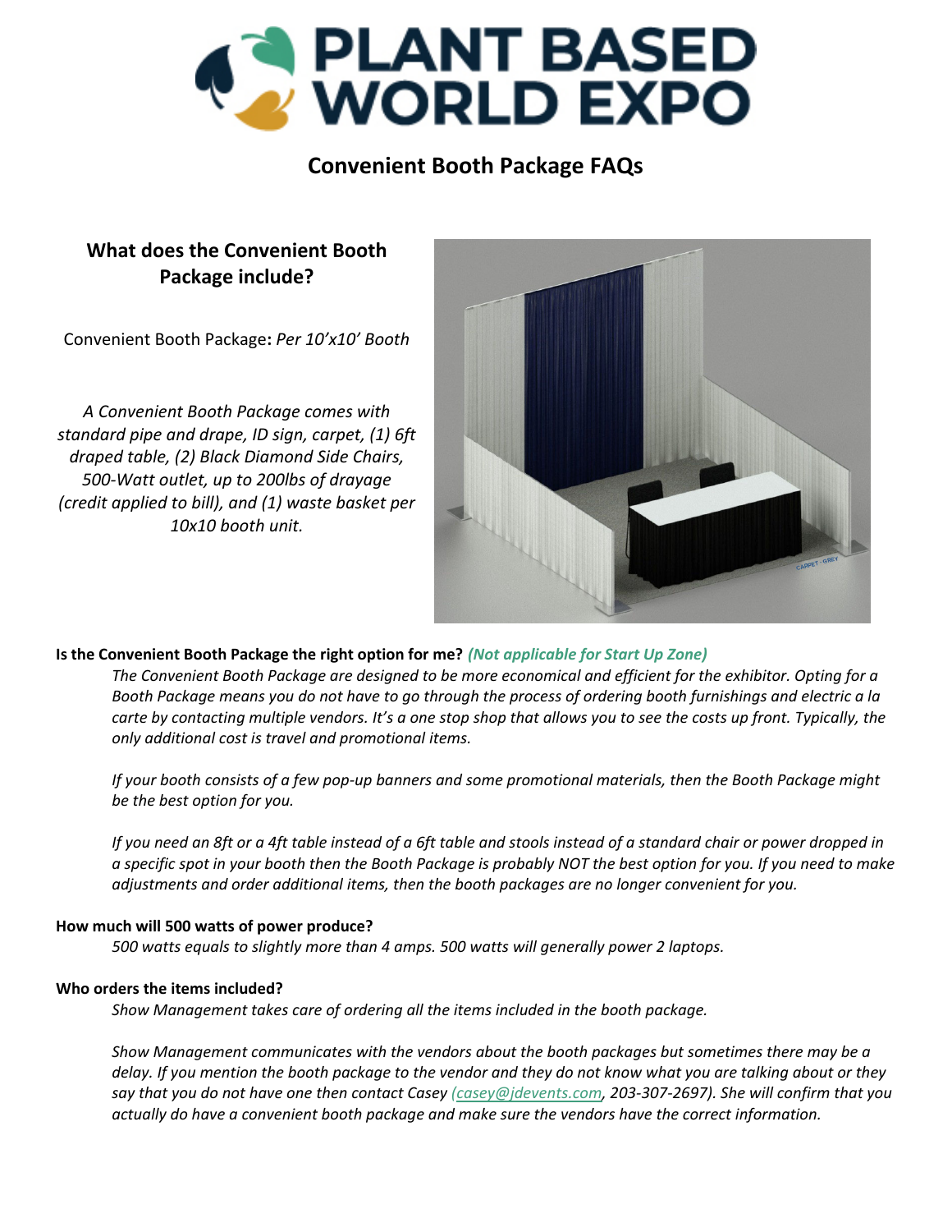# PLANT BASED WORLD EXPO

## Convenient Booth Package FAQs

### What does the Convenient Booth Package include?

Convenient Booth Package**:** *Per 10'x10' Booth*

*A Convenient Booth Package comes with standard pipe and drape, ID sign, carpet, (1) 6ft draped table, (2) Black Diamond Side Chairs, 500-Watt outlet, up to 200lbs of drayage (credit applied to bill), and (1) waste basket per 10x10 booth unit.*

**Is the Convenient Booth Package the right option for me?** ***(Not applicable for Start Up Zone)***

*The Convenient Booth Package are designed to be more economical and efficient for the exhibitor. Opting for a Booth Package means you do not have to go through the process of ordering booth furnishings and electric a la carte by contacting multiple vendors. It's a one stop shop that allows you to see the costs up front. Typically, the only additional cost is travel and promotional items.*

*If your booth consists of a few pop-up banners and some promotional materials, then the Booth Package might be the best option for you.*

*If you need an 8ft or a 4ft table instead of a 6ft table and stools instead of a standard chair or power dropped in a specific spot in your booth then the Booth Package is probably NOT the best option for you. If you need to make adjustments and order additional items, then the booth packages are no longer convenient for you.*

**How much will 500 watts of power produce?**

*500 watts equals to slightly more than 4 amps. 500 watts will generally power 2 laptops.*

**Who orders the items included?**

*Show Management takes care of ordering all the items included in the booth package.*

*Show Management communicates with the vendors about the booth packages but sometimes there may be a delay. If you mention the booth package to the vendor and they do not know what you are talking about or they say that you do not have one then contact Casey (casey@jdevents.com, 203-307-2697). She will confirm that you actually do have a convenient booth package and make sure the vendors have the correct information.*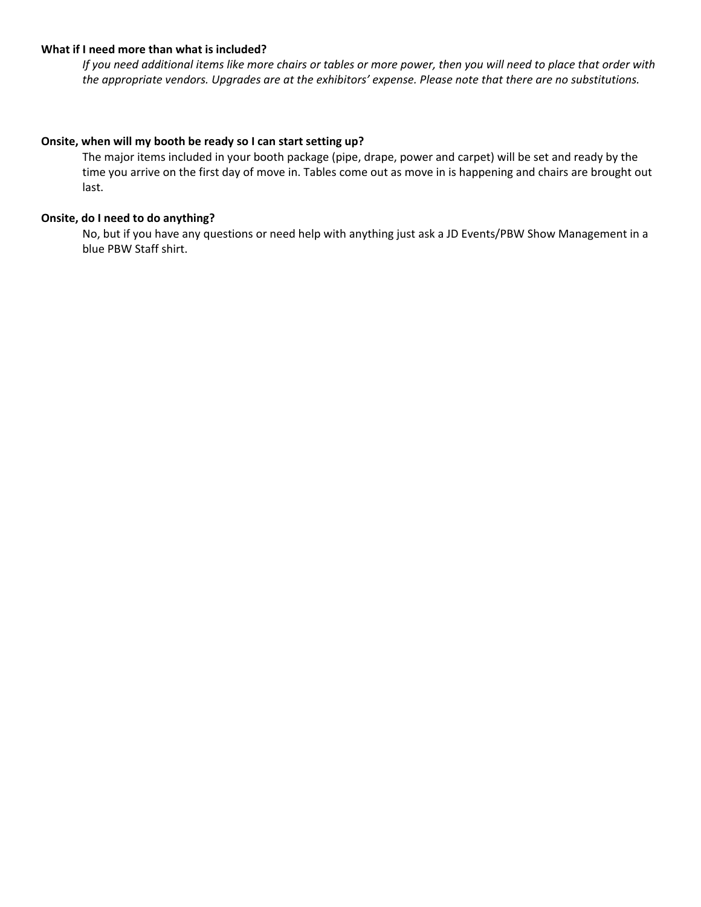**What if I need more than what is included?**

*If you need additional items like more chairs or tables or more power, then you will need to place that order with the appropriate vendors. Upgrades are at the exhibitors' expense. Please note that there are no substitutions.*

**Onsite, when will my booth be ready so I can start setting up?**

The major items included in your booth package (pipe, drape, power and carpet) will be set and ready by the time you arrive on the first day of move in. Tables come out as move in is happening and chairs are brought out last.

**Onsite, do I need to do anything?**

No, but if you have any questions or need help with anything just ask a JD Events/PBW Show Management in a blue PBW Staff shirt.